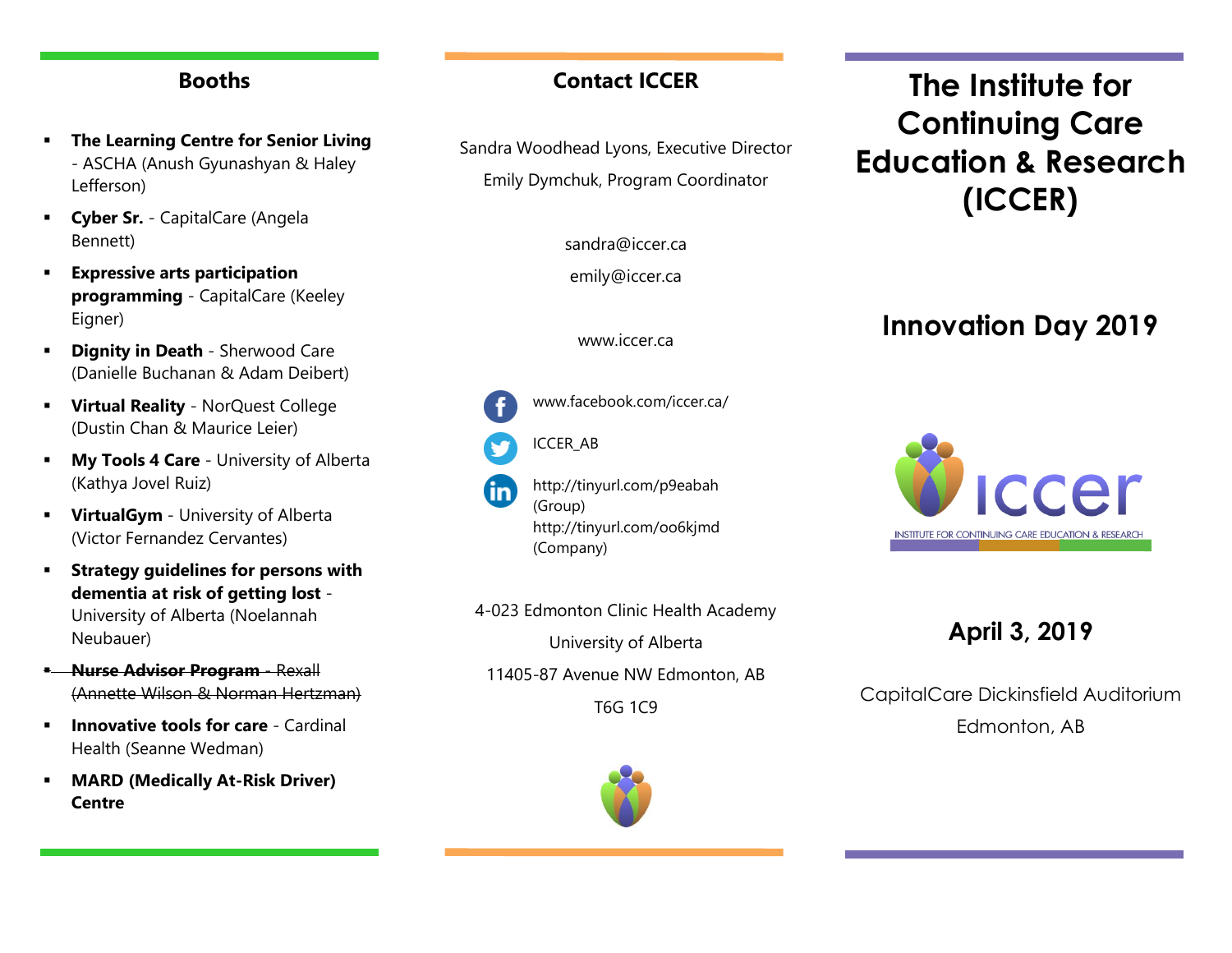## Booths

- **The Learning Centre for Senior Living** - ASCHA (Anush Gyunashyan & Haley Lefferson)
- **Cyber Sr.** - CapitalCare (Angela Bennett)
- **Expressive arts participation programming** - CapitalCare (Keeley Eigner)
- **Dignity in Death** - Sherwood Care (Danielle Buchanan & Adam Deibert)
- **Virtual Reality** - NorQuest College (Dustin Chan & Maurice Leier)
- **My Tools 4 Care** - University of Alberta (Kathya Jovel Ruiz)
- **VirtualGym** - University of Alberta (Victor Fernandez Cervantes)
- **Strategy guidelines for persons with dementia at risk of getting lost** - University of Alberta (Noelannah Neubauer)
- ~~**Nurse Advisor Program** - Rexall (Annette Wilson & Norman Hertzman)~~
- **Innovative tools for care** - Cardinal Health (Seanne Wedman)
- **MARD (Medically At-Risk Driver) Centre**

## Contact ICCER

Sandra Woodhead Lyons, Executive Director

Emily Dymchuk, Program Coordinator

sandra@iccer.ca

emily@iccer.ca

www.iccer.ca

www.facebook.com/iccer.ca/

ICCER_AB

http://tinyurl.com/p9eabah (Group)
http://tinyurl.com/oo6kjmd (Company)

4-023 Edmonton Clinic Health Academy

University of Alberta

11405-87 Avenue NW Edmonton, AB

T6G 1C9

# The Institute for Continuing Care Education & Research (ICCER)

## Innovation Day 2019

iccer

INSTITUTE FOR CONTINUING CARE EDUCATION & RESEARCH

### April 3, 2019

CapitalCare Dickinsfield Auditorium

Edmonton, AB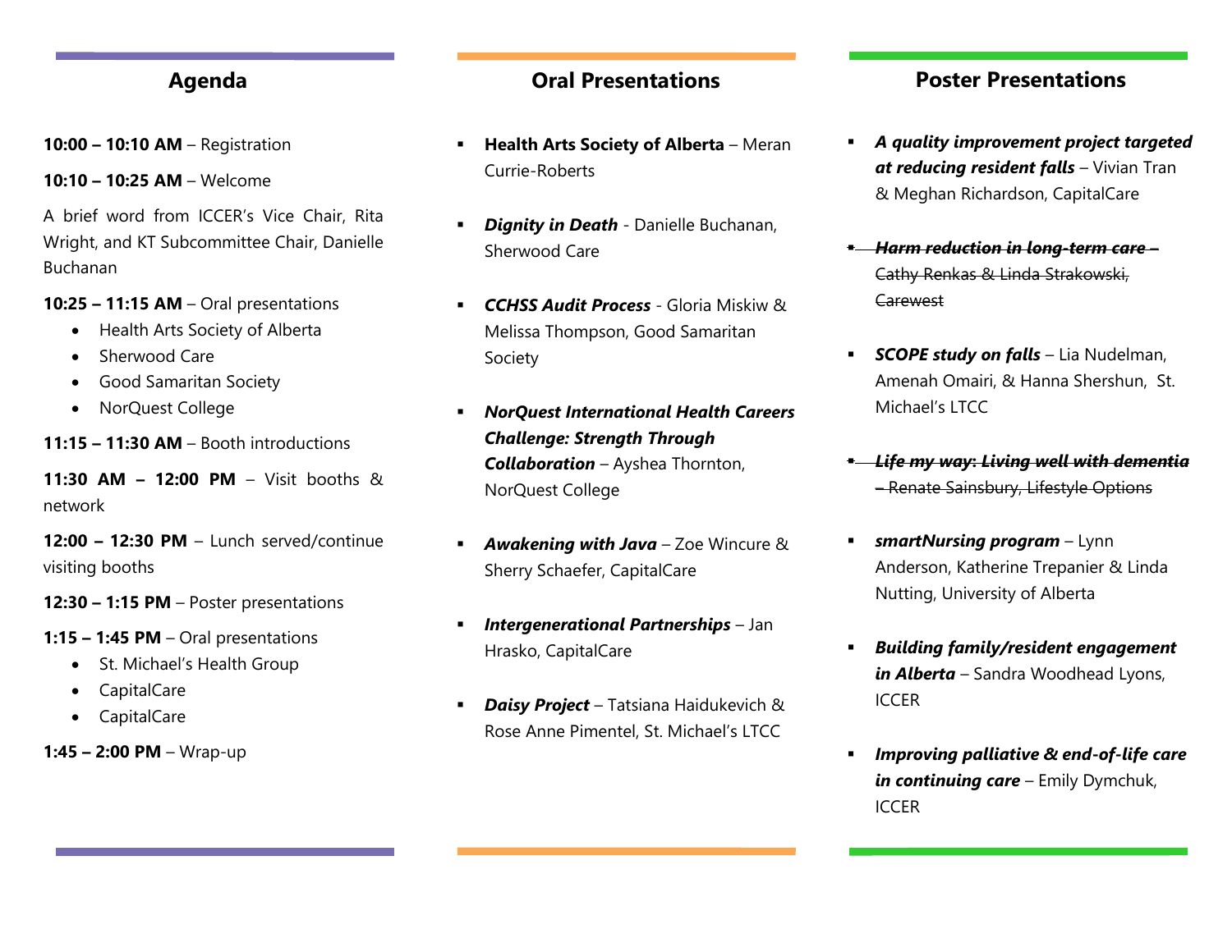## Agenda

**10:00 – 10:10 AM** – Registration

**10:10 – 10:25 AM** – Welcome

A brief word from ICCER's Vice Chair, Rita Wright, and KT Subcommittee Chair, Danielle Buchanan

**10:25 – 11:15 AM** – Oral presentations

- Health Arts Society of Alberta
- Sherwood Care
- Good Samaritan Society
- NorQuest College

**11:15 – 11:30 AM** – Booth introductions

**11:30 AM – 12:00 PM** – Visit booths & network

**12:00 – 12:30 PM** – Lunch served/continue visiting booths

**12:30 – 1:15 PM** – Poster presentations

**1:15 – 1:45 PM** – Oral presentations

- St. Michael's Health Group
- CapitalCare
- CapitalCare

**1:45 – 2:00 PM** – Wrap-up

## Oral Presentations

- **Health Arts Society of Alberta** – Meran Currie-Roberts
- ***Dignity in Death*** - Danielle Buchanan, Sherwood Care
- ***CCHSS Audit Process*** - Gloria Miskiw & Melissa Thompson, Good Samaritan Society
- ***NorQuest International Health Careers Challenge: Strength Through Collaboration*** – Ayshea Thornton, NorQuest College
- ***Awakening with Java*** – Zoe Wincure & Sherry Schaefer, CapitalCare
- ***Intergenerational Partnerships*** – Jan Hrasko, CapitalCare
- ***Daisy Project*** – Tatsiana Haidukevich & Rose Anne Pimentel, St. Michael's LTCC

## Poster Presentations

- ***A quality improvement project targeted at reducing resident falls*** – Vivian Tran & Meghan Richardson, CapitalCare
- ~~***Harm reduction in long-term care*** – Cathy Renkas & Linda Strakowski, Carewest~~
- ***SCOPE study on falls*** – Lia Nudelman, Amenah Omairi, & Hanna Shershun, St. Michael's LTCC
- ~~***Life my way: Living well with dementia*** – Renate Sainsbury, Lifestyle Options~~
- ***smartNursing program*** – Lynn Anderson, Katherine Trepanier & Linda Nutting, University of Alberta
- ***Building family/resident engagement in Alberta*** – Sandra Woodhead Lyons, ICCER
- ***Improving palliative & end-of-life care in continuing care*** – Emily Dymchuk, ICCER